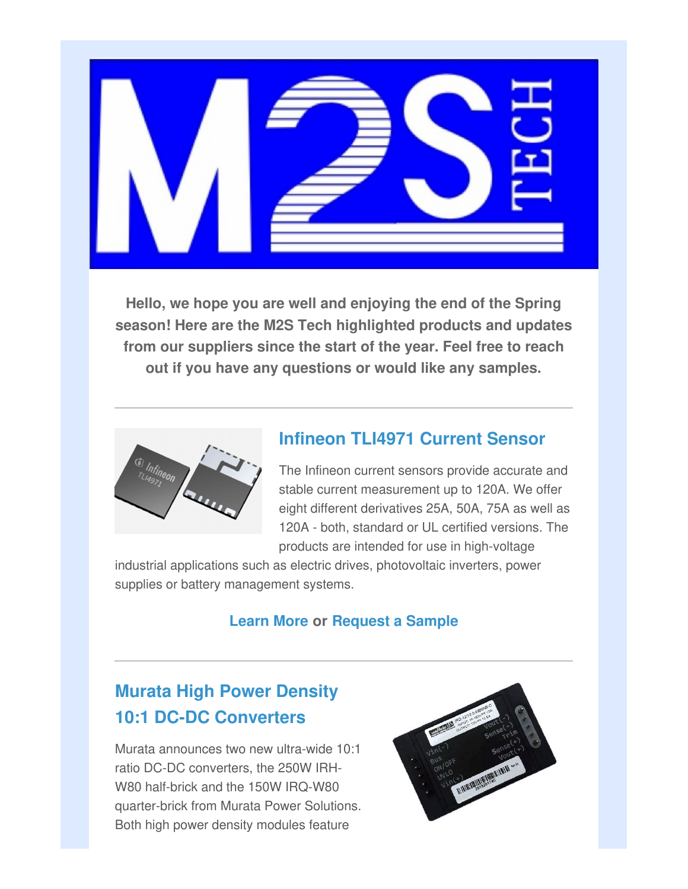**Hello, we hope you are well and enjoying the end of the Spring season! Here are the M2S Tech highlighted products and updates from our suppliers since the start of the year. Feel free to reach out if you have any questions or would like any samples.**

---

## Infineon TLI4971 Current Sensor

The Infineon current sensors provide accurate and stable current measurement up to 120A. We offer eight different derivatives 25A, 50A, 75A as well as 120A - both, standard or UL certified versions. The products are intended for use in high-voltage industrial applications such as electric drives, photovoltaic inverters, power supplies or battery management systems.

**Learn More** or **Request a Sample**

---

## Murata High Power Density 10:1 DC-DC Converters

Murata announces two new ultra-wide 10:1 ratio DC-DC converters, the 250W IRH-W80 half-brick and the 150W IRQ-W80 quarter-brick from Murata Power Solutions. Both high power density modules feature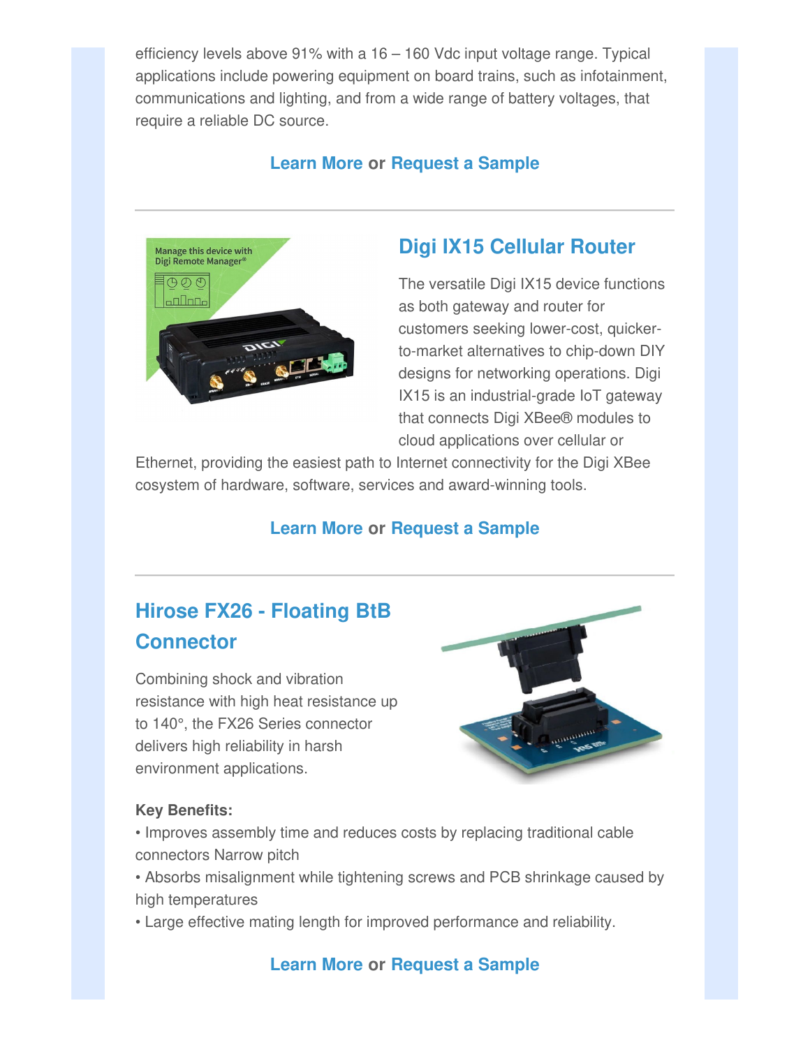efficiency levels above 91% with a 16 – 160 Vdc input voltage range. Typical applications include powering equipment on board trains, such as infotainment, communications and lighting, and from a wide range of battery voltages, that require a reliable DC source.

**Learn More** or **Request a Sample**

---

## Digi IX15 Cellular Router

The versatile Digi IX15 device functions as both gateway and router for customers seeking lower-cost, quicker-to-market alternatives to chip-down DIY designs for networking operations. Digi IX15 is an industrial-grade IoT gateway that connects Digi XBee® modules to cloud applications over cellular or Ethernet, providing the easiest path to Internet connectivity for the Digi XBee cosystem of hardware, software, services and award-winning tools.

**Learn More** or **Request a Sample**

---

## Hirose FX26 - Floating BtB Connector

Combining shock and vibration resistance with high heat resistance up to 140°, the FX26 Series connector delivers high reliability in harsh environment applications.

**Key Benefits:**

- Improves assembly time and reduces costs by replacing traditional cable connectors Narrow pitch
- Absorbs misalignment while tightening screws and PCB shrinkage caused by high temperatures
- Large effective mating length for improved performance and reliability.

**Learn More** or **Request a Sample**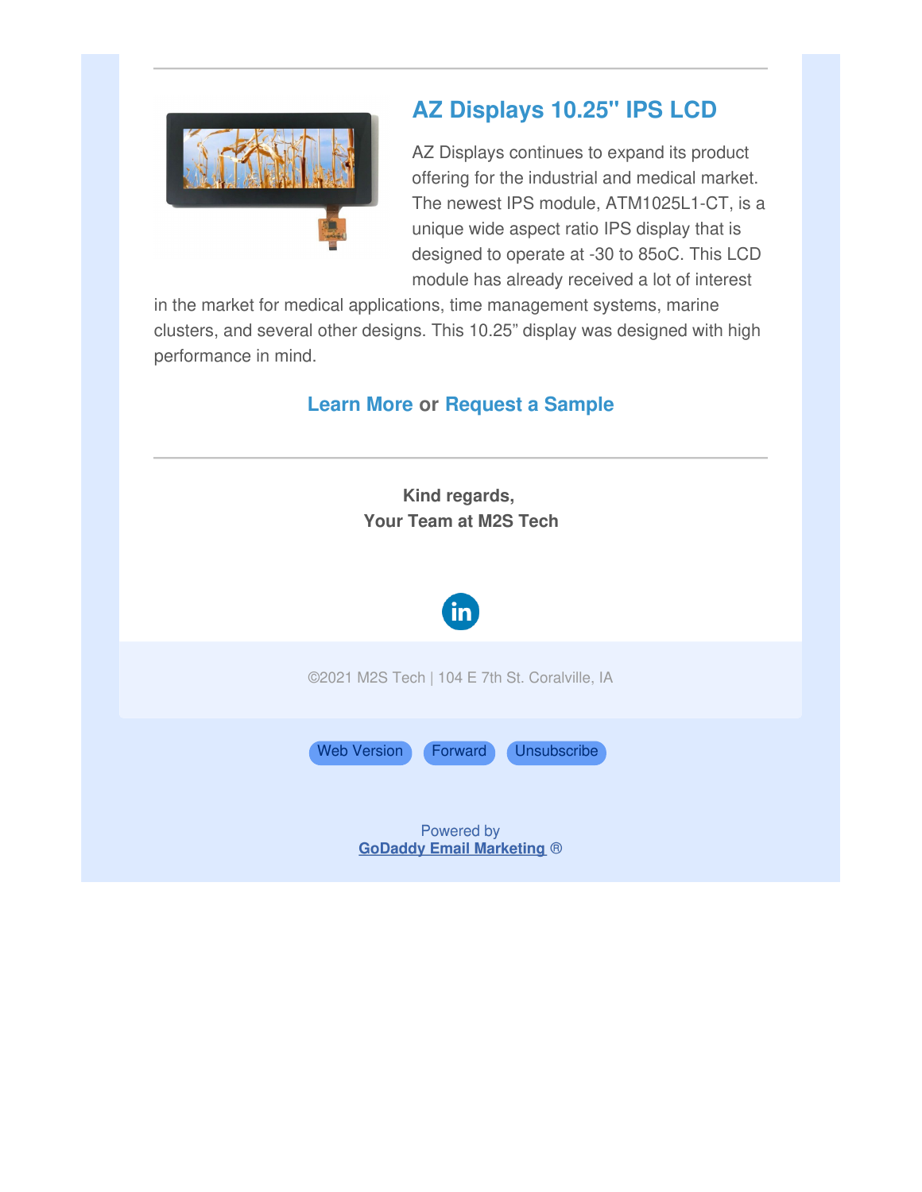---

## AZ Displays 10.25" IPS LCD

AZ Displays continues to expand its product offering for the industrial and medical market. The newest IPS module, ATM1025L1-CT, is a unique wide aspect ratio IPS display that is designed to operate at -30 to 85oC. This LCD module has already received a lot of interest in the market for medical applications, time management systems, marine clusters, and several other designs. This 10.25” display was designed with high performance in mind.

**Learn More** or **Request a Sample**

---

**Kind regards,**
**Your Team at M2S Tech**

©2021 M2S Tech | 104 E 7th St. Coralville, IA

Web Version   Forward   Unsubscribe

Powered by
GoDaddy Email Marketing ®